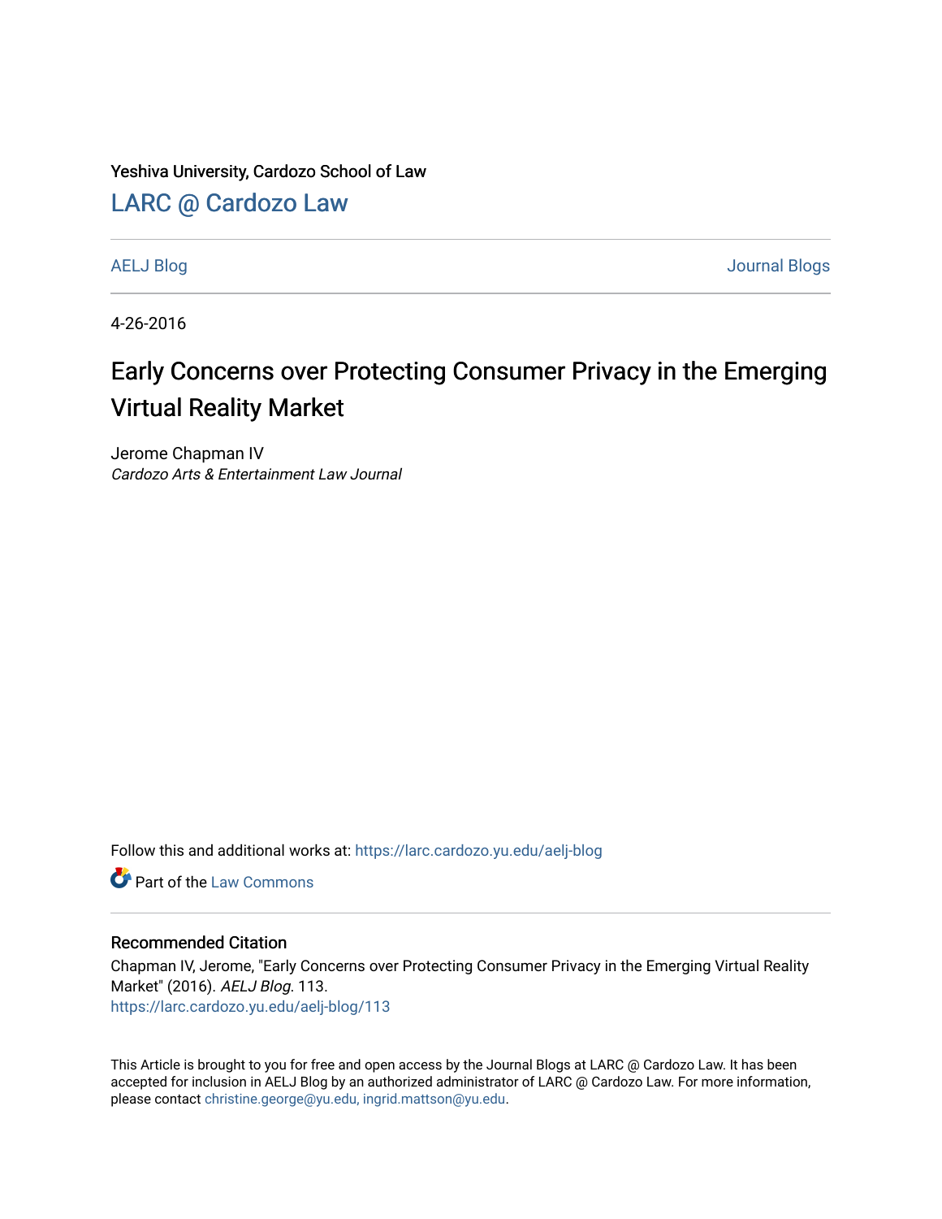Yeshiva University, Cardozo School of Law

LARC @ Cardozo Law

AELJ Blog

Journal Blogs

4-26-2016

# Early Concerns over Protecting Consumer Privacy in the Emerging Virtual Reality Market

Jerome Chapman IV
*Cardozo Arts & Entertainment Law Journal*

Follow this and additional works at: https://larc.cardozo.yu.edu/aelj-blog

Part of the Law Commons

## Recommended Citation

Chapman IV, Jerome, "Early Concerns over Protecting Consumer Privacy in the Emerging Virtual Reality Market" (2016). *AELJ Blog*. 113.
https://larc.cardozo.yu.edu/aelj-blog/113

This Article is brought to you for free and open access by the Journal Blogs at LARC @ Cardozo Law. It has been accepted for inclusion in AELJ Blog by an authorized administrator of LARC @ Cardozo Law. For more information, please contact christine.george@yu.edu, ingrid.mattson@yu.edu.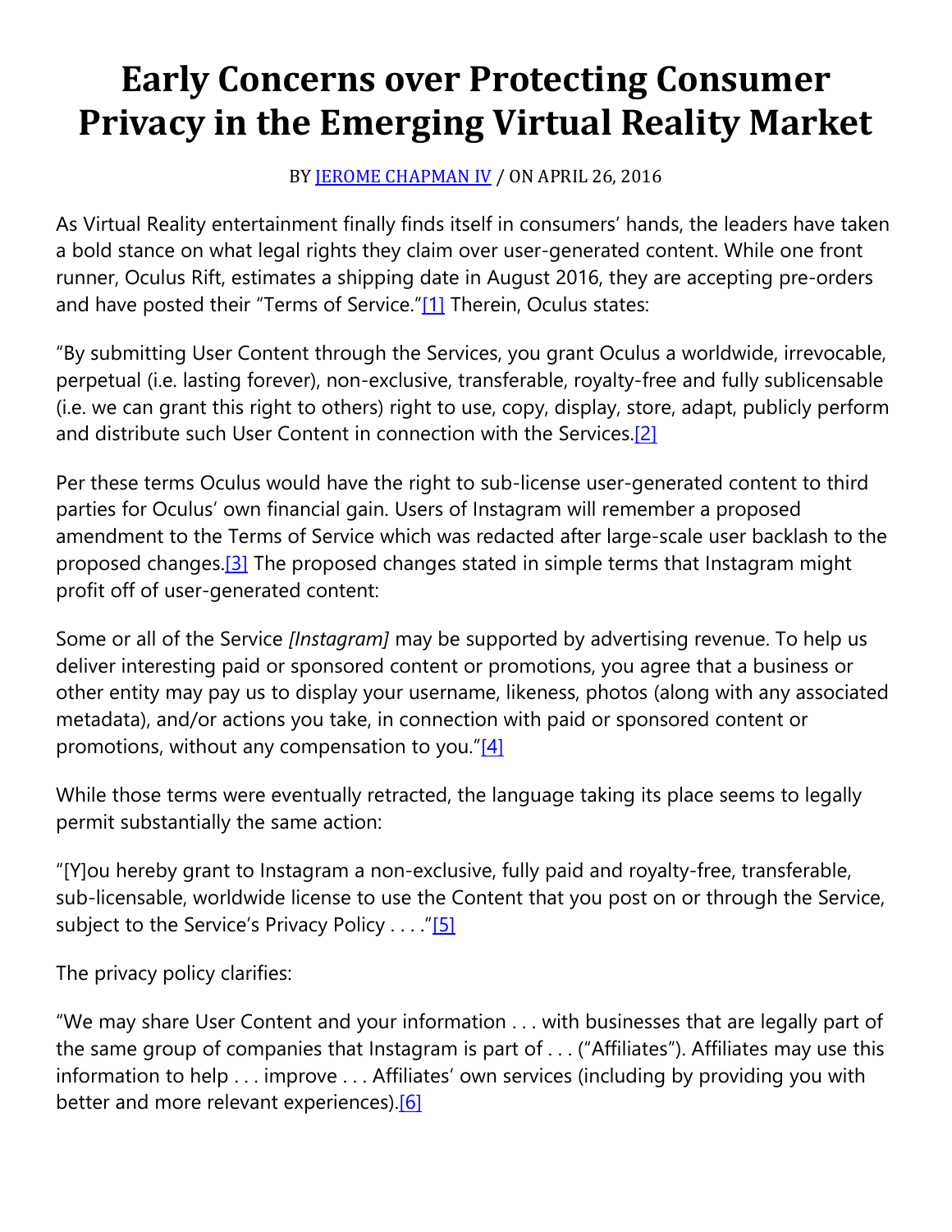# Early Concerns over Protecting Consumer Privacy in the Emerging Virtual Reality Market

BY JEROME CHAPMAN IV / ON APRIL 26, 2016

As Virtual Reality entertainment finally finds itself in consumers' hands, the leaders have taken a bold stance on what legal rights they claim over user-generated content. While one front runner, Oculus Rift, estimates a shipping date in August 2016, they are accepting pre-orders and have posted their "Terms of Service."[1] Therein, Oculus states:

"By submitting User Content through the Services, you grant Oculus a worldwide, irrevocable, perpetual (i.e. lasting forever), non-exclusive, transferable, royalty-free and fully sublicensable (i.e. we can grant this right to others) right to use, copy, display, store, adapt, publicly perform and distribute such User Content in connection with the Services.[2]

Per these terms Oculus would have the right to sub-license user-generated content to third parties for Oculus' own financial gain. Users of Instagram will remember a proposed amendment to the Terms of Service which was redacted after large-scale user backlash to the proposed changes.[3] The proposed changes stated in simple terms that Instagram might profit off of user-generated content:

Some or all of the Service *[Instagram]* may be supported by advertising revenue. To help us deliver interesting paid or sponsored content or promotions, you agree that a business or other entity may pay us to display your username, likeness, photos (along with any associated metadata), and/or actions you take, in connection with paid or sponsored content or promotions, without any compensation to you."[4]

While those terms were eventually retracted, the language taking its place seems to legally permit substantially the same action:

"[Y]ou hereby grant to Instagram a non-exclusive, fully paid and royalty-free, transferable, sub-licensable, worldwide license to use the Content that you post on or through the Service, subject to the Service's Privacy Policy . . . ."[5]

The privacy policy clarifies:

"We may share User Content and your information . . . with businesses that are legally part of the same group of companies that Instagram is part of . . . ("Affiliates"). Affiliates may use this information to help . . . improve . . . Affiliates' own services (including by providing you with better and more relevant experiences).[6]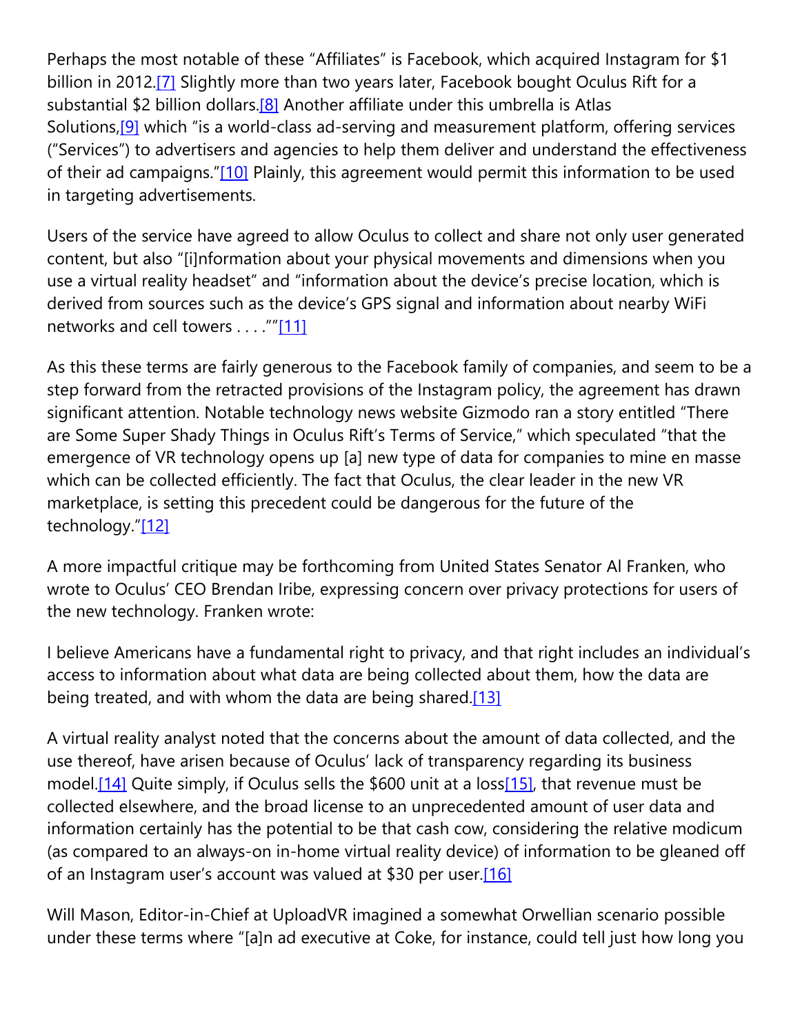Perhaps the most notable of these "Affiliates" is Facebook, which acquired Instagram for $1 billion in 2012.[7] Slightly more than two years later, Facebook bought Oculus Rift for a substantial $2 billion dollars.[8] Another affiliate under this umbrella is Atlas Solutions,[9] which "is a world-class ad-serving and measurement platform, offering services ("Services") to advertisers and agencies to help them deliver and understand the effectiveness of their ad campaigns."[10] Plainly, this agreement would permit this information to be used in targeting advertisements.

Users of the service have agreed to allow Oculus to collect and share not only user generated content, but also "[i]nformation about your physical movements and dimensions when you use a virtual reality headset" and "information about the device's precise location, which is derived from sources such as the device's GPS signal and information about nearby WiFi networks and cell towers . . . .""[11]

As this these terms are fairly generous to the Facebook family of companies, and seem to be a step forward from the retracted provisions of the Instagram policy, the agreement has drawn significant attention. Notable technology news website Gizmodo ran a story entitled "There are Some Super Shady Things in Oculus Rift's Terms of Service," which speculated "that the emergence of VR technology opens up [a] new type of data for companies to mine en masse which can be collected efficiently. The fact that Oculus, the clear leader in the new VR marketplace, is setting this precedent could be dangerous for the future of the technology."[12]

A more impactful critique may be forthcoming from United States Senator Al Franken, who wrote to Oculus' CEO Brendan Iribe, expressing concern over privacy protections for users of the new technology. Franken wrote:

I believe Americans have a fundamental right to privacy, and that right includes an individual's access to information about what data are being collected about them, how the data are being treated, and with whom the data are being shared.[13]

A virtual reality analyst noted that the concerns about the amount of data collected, and the use thereof, have arisen because of Oculus' lack of transparency regarding its business model.[14] Quite simply, if Oculus sells the $600 unit at a loss[15], that revenue must be collected elsewhere, and the broad license to an unprecedented amount of user data and information certainly has the potential to be that cash cow, considering the relative modicum (as compared to an always-on in-home virtual reality device) of information to be gleaned off of an Instagram user's account was valued at $30 per user.[16]

Will Mason, Editor-in-Chief at UploadVR imagined a somewhat Orwellian scenario possible under these terms where "[a]n ad executive at Coke, for instance, could tell just how long you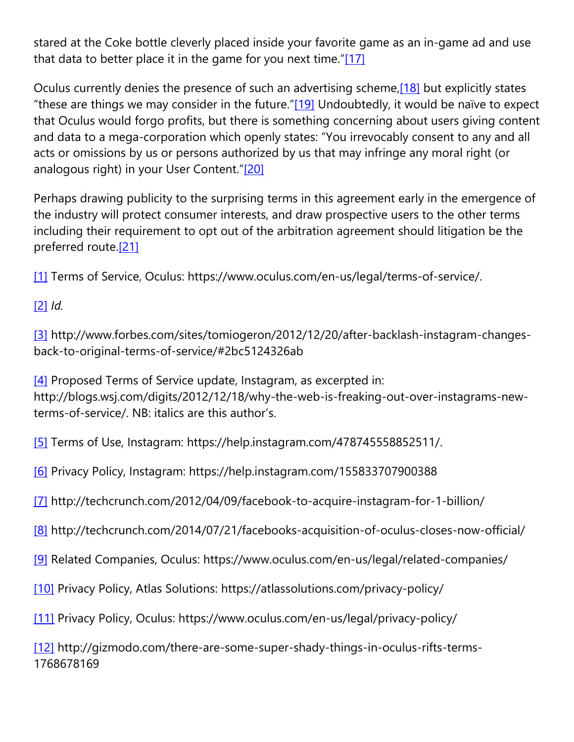stared at the Coke bottle cleverly placed inside your favorite game as an in-game ad and use that data to better place it in the game for you next time."[17]

Oculus currently denies the presence of such an advertising scheme,[18] but explicitly states "these are things we may consider in the future."[19] Undoubtedly, it would be naïve to expect that Oculus would forgo profits, but there is something concerning about users giving content and data to a mega-corporation which openly states: "You irrevocably consent to any and all acts or omissions by us or persons authorized by us that may infringe any moral right (or analogous right) in your User Content."[20]

Perhaps drawing publicity to the surprising terms in this agreement early in the emergence of the industry will protect consumer interests, and draw prospective users to the other terms including their requirement to opt out of the arbitration agreement should litigation be the preferred route.[21]

[1] Terms of Service, Oculus: https://www.oculus.com/en-us/legal/terms-of-service/.

[2] *Id.*

[3] http://www.forbes.com/sites/tomiogeron/2012/12/20/after-backlash-instagram-changes-back-to-original-terms-of-service/#2bc5124326ab

[4] Proposed Terms of Service update, Instagram, as excerpted in: http://blogs.wsj.com/digits/2012/12/18/why-the-web-is-freaking-out-over-instagrams-new-terms-of-service/. NB: italics are this author's.

[5] Terms of Use, Instagram: https://help.instagram.com/478745558852511/.

[6] Privacy Policy, Instagram: https://help.instagram.com/155833707900388

[7] http://techcrunch.com/2012/04/09/facebook-to-acquire-instagram-for-1-billion/

[8] http://techcrunch.com/2014/07/21/facebooks-acquisition-of-oculus-closes-now-official/

[9] Related Companies, Oculus: https://www.oculus.com/en-us/legal/related-companies/

[10] Privacy Policy, Atlas Solutions: https://atlassolutions.com/privacy-policy/

[11] Privacy Policy, Oculus: https://www.oculus.com/en-us/legal/privacy-policy/

[12] http://gizmodo.com/there-are-some-super-shady-things-in-oculus-rifts-terms-1768678169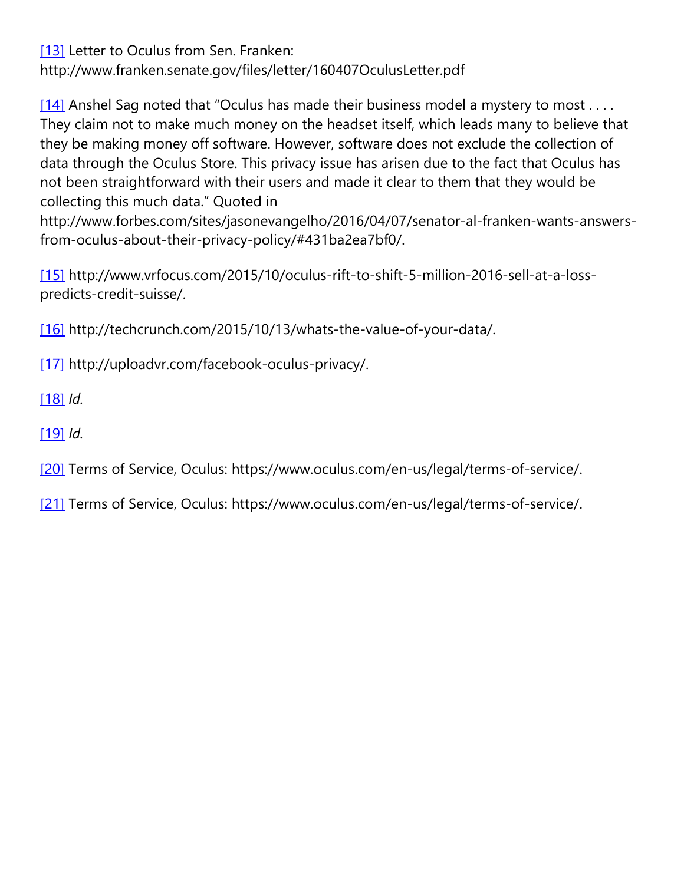[13] Letter to Oculus from Sen. Franken: http://www.franken.senate.gov/files/letter/160407OculusLetter.pdf

[14] Anshel Sag noted that "Oculus has made their business model a mystery to most . . . . They claim not to make much money on the headset itself, which leads many to believe that they be making money off software. However, software does not exclude the collection of data through the Oculus Store. This privacy issue has arisen due to the fact that Oculus has not been straightforward with their users and made it clear to them that they would be collecting this much data." Quoted in http://www.forbes.com/sites/jasonevangelho/2016/04/07/senator-al-franken-wants-answers-from-oculus-about-their-privacy-policy/#431ba2ea7bf0/.

[15] http://www.vrfocus.com/2015/10/oculus-rift-to-shift-5-million-2016-sell-at-a-loss-predicts-credit-suisse/.

[16] http://techcrunch.com/2015/10/13/whats-the-value-of-your-data/.

[17] http://uploadvr.com/facebook-oculus-privacy/.

[18] *Id.*

[19] *Id.*

[20] Terms of Service, Oculus: https://www.oculus.com/en-us/legal/terms-of-service/.

[21] Terms of Service, Oculus: https://www.oculus.com/en-us/legal/terms-of-service/.